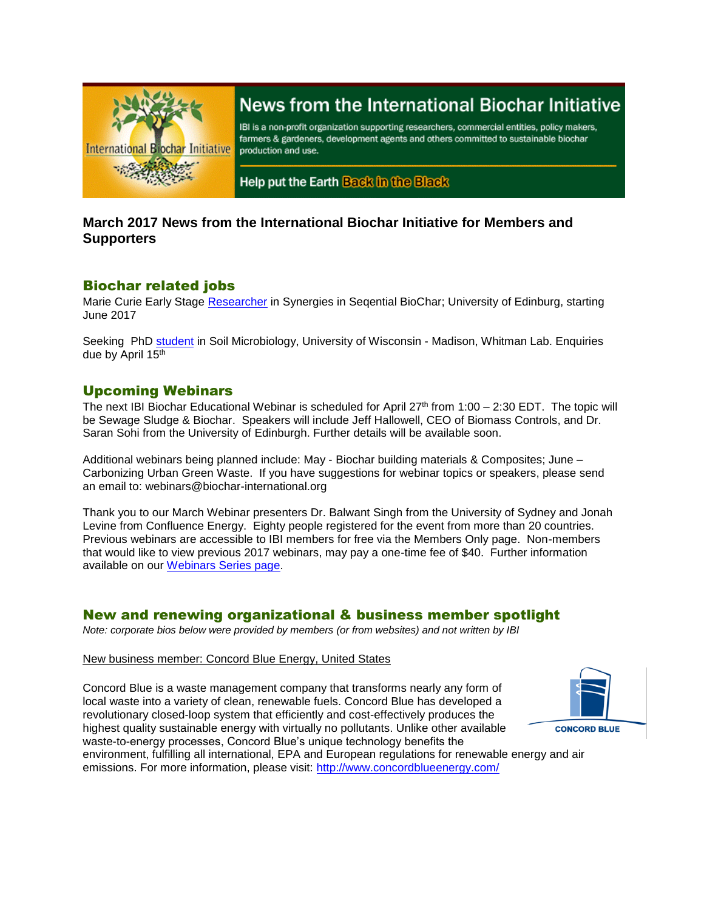# News from the International Biochar Initiative

IBI is a non-profit organization supporting researchers, commercial entities, policy makers, farmers & gardeners, development agents and others committed to sustainable biochar production and use.

Help put the Earth Back in the Black

**March 2017 News from the International Biochar Initiative for Members and Supporters**

## Biochar related jobs

Marie Curie Early Stage Researcher in Synergies in Seqential BioChar; University of Edinburg, starting June 2017

Seeking PhD student in Soil Microbiology, University of Wisconsin - Madison, Whitman Lab. Enquiries due by April 15th

## Upcoming Webinars

The next IBI Biochar Educational Webinar is scheduled for April 27th from 1:00 – 2:30 EDT. The topic will be Sewage Sludge & Biochar. Speakers will include Jeff Hallowell, CEO of Biomass Controls, and Dr. Saran Sohi from the University of Edinburgh. Further details will be available soon.

Additional webinars being planned include: May - Biochar building materials & Composites; June – Carbonizing Urban Green Waste. If you have suggestions for webinar topics or speakers, please send an email to: webinars@biochar-international.org

Thank you to our March Webinar presenters Dr. Balwant Singh from the University of Sydney and Jonah Levine from Confluence Energy. Eighty people registered for the event from more than 20 countries. Previous webinars are accessible to IBI members for free via the Members Only page. Non-members that would like to view previous 2017 webinars, may pay a one-time fee of $40. Further information available on our Webinars Series page.

## New and renewing organizational & business member spotlight

*Note: corporate bios below were provided by members (or from websites) and not written by IBI*

New business member: Concord Blue Energy, United States

Concord Blue is a waste management company that transforms nearly any form of local waste into a variety of clean, renewable fuels. Concord Blue has developed a revolutionary closed-loop system that efficiently and cost-effectively produces the highest quality sustainable energy with virtually no pollutants. Unlike other available waste-to-energy processes, Concord Blue's unique technology benefits the environment, fulfilling all international, EPA and European regulations for renewable energy and air emissions. For more information, please visit: http://www.concordblueenergy.com/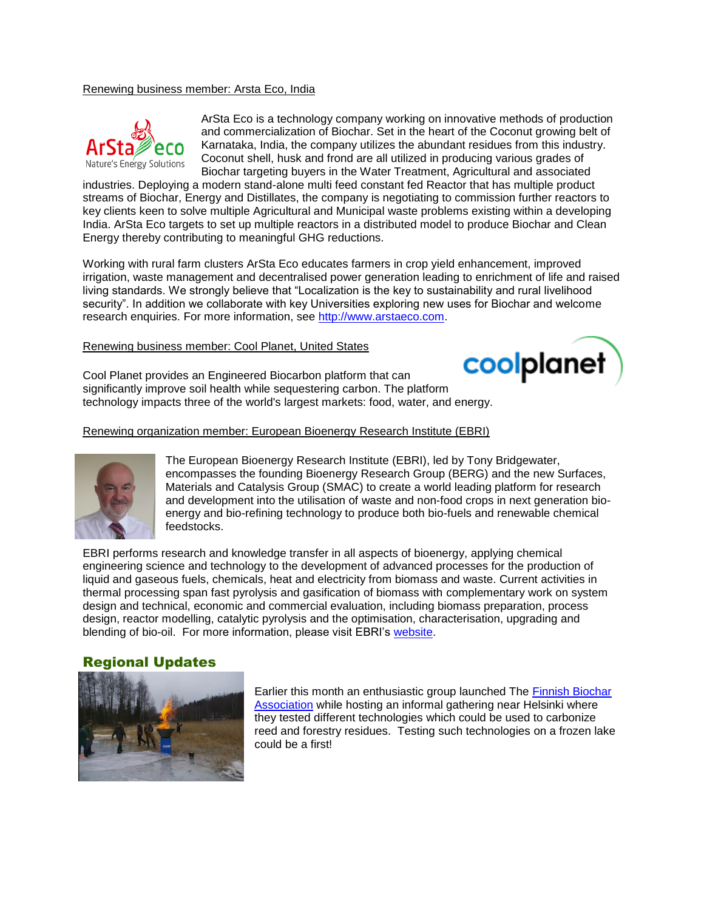Renewing business member: Arsta Eco, India

ArSta Eco is a technology company working on innovative methods of production and commercialization of Biochar. Set in the heart of the Coconut growing belt of Karnataka, India, the company utilizes the abundant residues from this industry. Coconut shell, husk and frond are all utilized in producing various grades of Biochar targeting buyers in the Water Treatment, Agricultural and associated industries. Deploying a modern stand-alone multi feed constant fed Reactor that has multiple product streams of Biochar, Energy and Distillates, the company is negotiating to commission further reactors to key clients keen to solve multiple Agricultural and Municipal waste problems existing within a developing India. ArSta Eco targets to set up multiple reactors in a distributed model to produce Biochar and Clean Energy thereby contributing to meaningful GHG reductions.

Working with rural farm clusters ArSta Eco educates farmers in crop yield enhancement, improved irrigation, waste management and decentralised power generation leading to enrichment of life and raised living standards. We strongly believe that "Localization is the key to sustainability and rural livelihood security". In addition we collaborate with key Universities exploring new uses for Biochar and welcome research enquiries. For more information, see [http://www.arstaeco.com](http://www.arstaeco.com).

Renewing business member: Cool Planet, United States

Cool Planet provides an Engineered Biocarbon platform that can significantly improve soil health while sequestering carbon. The platform technology impacts three of the world's largest markets: food, water, and energy.

Renewing organization member: European Bioenergy Research Institute (EBRI)

The European Bioenergy Research Institute (EBRI), led by Tony Bridgewater, encompasses the founding Bioenergy Research Group (BERG) and the new Surfaces, Materials and Catalysis Group (SMAC) to create a world leading platform for research and development into the utilisation of waste and non-food crops in next generation bio-energy and bio-refining technology to produce both bio-fuels and renewable chemical feedstocks.

EBRI performs research and knowledge transfer in all aspects of bioenergy, applying chemical engineering science and technology to the development of advanced processes for the production of liquid and gaseous fuels, chemicals, heat and electricity from biomass and waste. Current activities in thermal processing span fast pyrolysis and gasification of biomass with complementary work on system design and technical, economic and commercial evaluation, including biomass preparation, process design, reactor modelling, catalytic pyrolysis and the optimisation, characterisation, upgrading and blending of bio-oil. For more information, please visit EBRI's website.

## Regional Updates

Earlier this month an enthusiastic group launched The Finnish Biochar Association while hosting an informal gathering near Helsinki where they tested different technologies which could be used to carbonize reed and forestry residues. Testing such technologies on a frozen lake could be a first!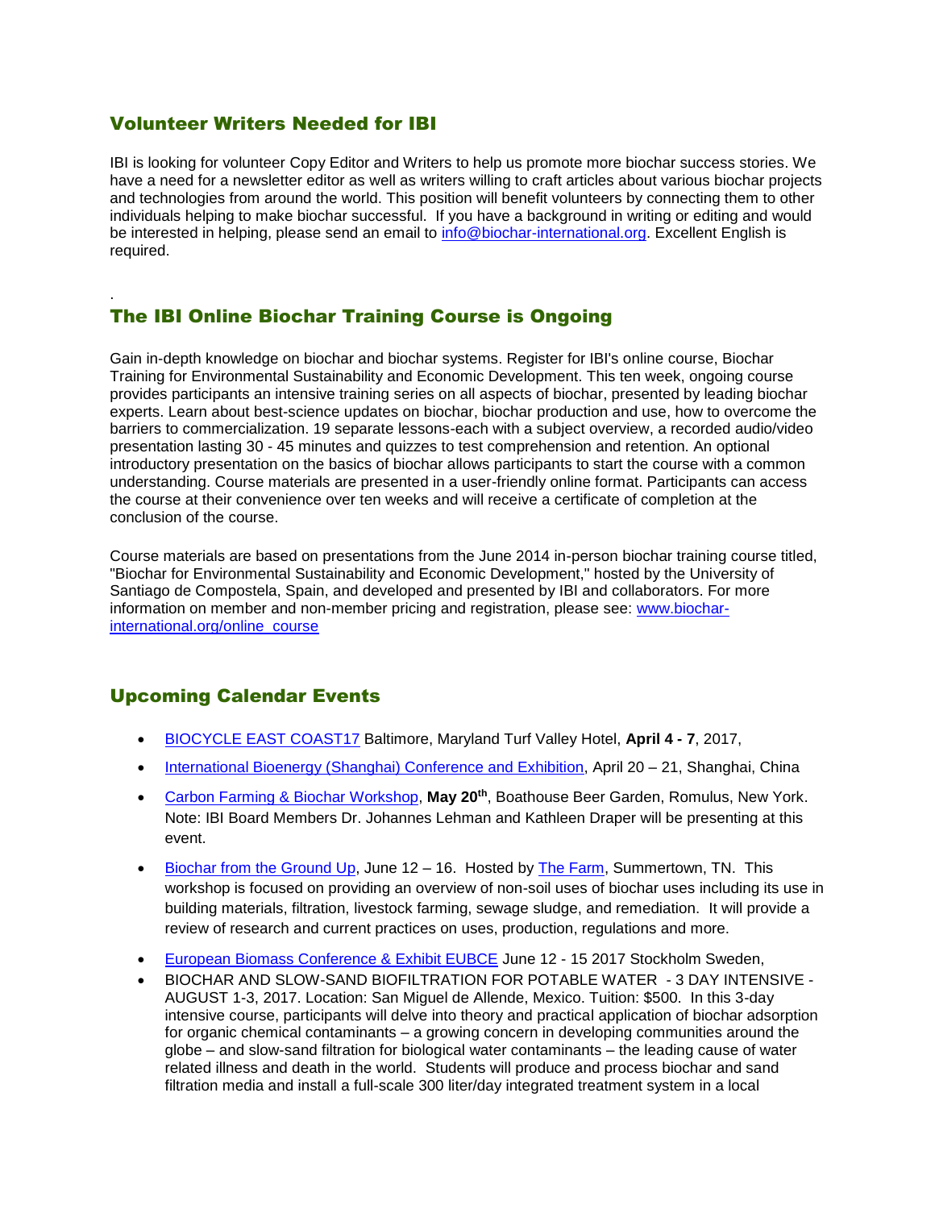## Volunteer Writers Needed for IBI

IBI is looking for volunteer Copy Editor and Writers to help us promote more biochar success stories. We have a need for a newsletter editor as well as writers willing to craft articles about various biochar projects and technologies from around the world. This position will benefit volunteers by connecting them to other individuals helping to make biochar successful. If you have a background in writing or editing and would be interested in helping, please send an email to [info@biochar-international.org](mailto:info@biochar-international.org). Excellent English is required.

.

## The IBI Online Biochar Training Course is Ongoing

Gain in-depth knowledge on biochar and biochar systems. Register for IBI's online course, Biochar Training for Environmental Sustainability and Economic Development. This ten week, ongoing course provides participants an intensive training series on all aspects of biochar, presented by leading biochar experts. Learn about best-science updates on biochar, biochar production and use, how to overcome the barriers to commercialization. 19 separate lessons-each with a subject overview, a recorded audio/video presentation lasting 30 - 45 minutes and quizzes to test comprehension and retention. An optional introductory presentation on the basics of biochar allows participants to start the course with a common understanding. Course materials are presented in a user-friendly online format. Participants can access the course at their convenience over ten weeks and will receive a certificate of completion at the conclusion of the course.

Course materials are based on presentations from the June 2014 in-person biochar training course titled, "Biochar for Environmental Sustainability and Economic Development," hosted by the University of Santiago de Compostela, Spain, and developed and presented by IBI and collaborators. For more information on member and non-member pricing and registration, please see: [www.biochar-international.org/online_course](www.biochar-international.org/online_course)

## Upcoming Calendar Events

- BIOCYCLE EAST COAST17 Baltimore, Maryland Turf Valley Hotel, **April 4 - 7**, 2017,
- International Bioenergy (Shanghai) Conference and Exhibition, April 20 – 21, Shanghai, China
- Carbon Farming & Biochar Workshop, **May 20th**, Boathouse Beer Garden, Romulus, New York. Note: IBI Board Members Dr. Johannes Lehman and Kathleen Draper will be presenting at this event.
- Biochar from the Ground Up, June 12 – 16. Hosted by The Farm, Summertown, TN. This workshop is focused on providing an overview of non-soil uses of biochar uses including its use in building materials, filtration, livestock farming, sewage sludge, and remediation. It will provide a review of research and current practices on uses, production, regulations and more.
- European Biomass Conference & Exhibit EUBCE June 12 - 15 2017 Stockholm Sweden,
- BIOCHAR AND SLOW-SAND BIOFILTRATION FOR POTABLE WATER - 3 DAY INTENSIVE - AUGUST 1-3, 2017. Location: San Miguel de Allende, Mexico. Tuition: $500. In this 3-day intensive course, participants will delve into theory and practical application of biochar adsorption for organic chemical contaminants – a growing concern in developing communities around the globe – and slow-sand filtration for biological water contaminants – the leading cause of water related illness and death in the world. Students will produce and process biochar and sand filtration media and install a full-scale 300 liter/day integrated treatment system in a local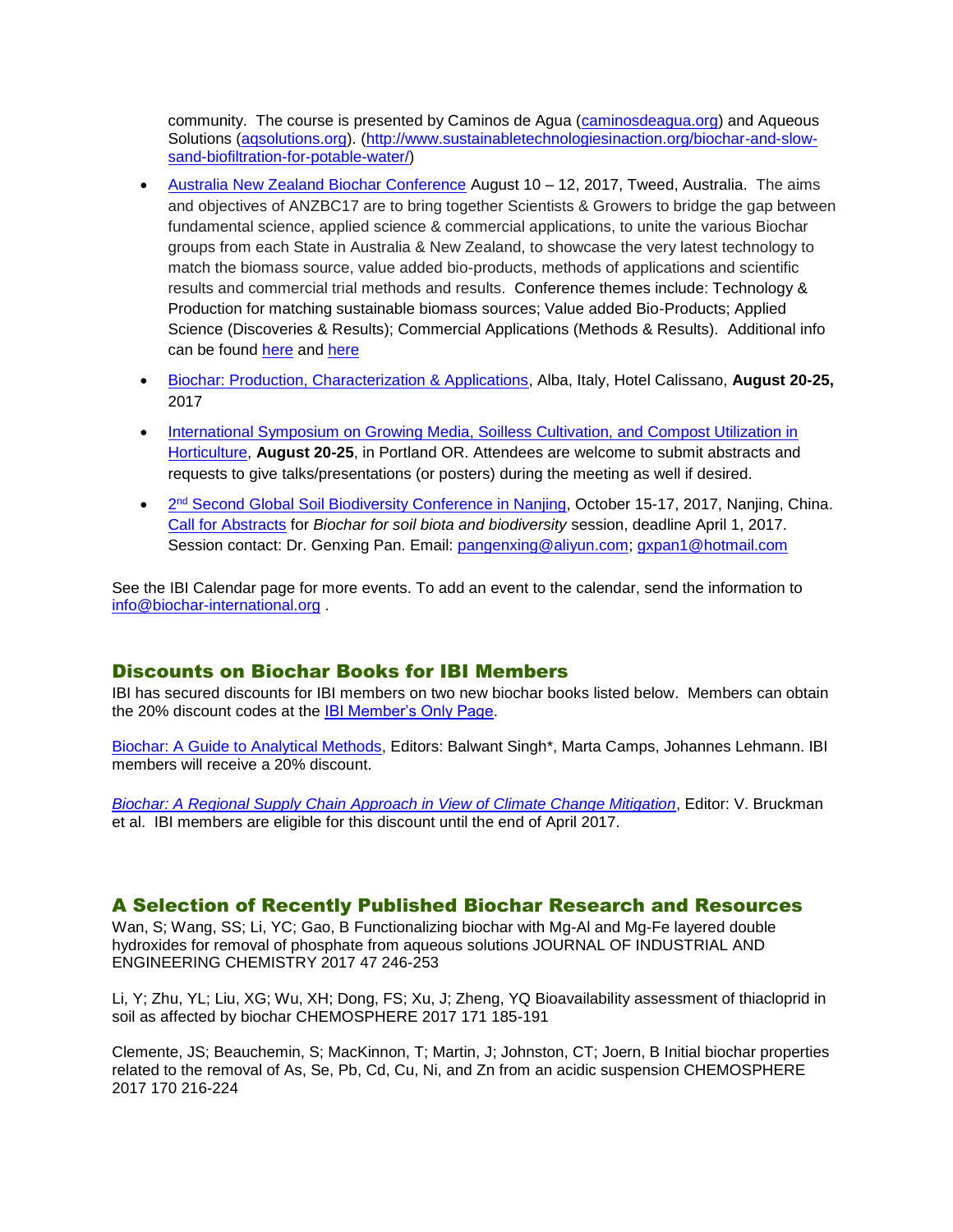community. The course is presented by Caminos de Agua (caminosdeagua.org) and Aqueous Solutions (aqsolutions.org). (http://www.sustainabletechnologiesinaction.org/biochar-and-slow-sand-biofiltration-for-potable-water/)

- Australia New Zealand Biochar Conference August 10 – 12, 2017, Tweed, Australia. The aims and objectives of ANZBC17 are to bring together Scientists & Growers to bridge the gap between fundamental science, applied science & commercial applications, to unite the various Biochar groups from each State in Australia & New Zealand, to showcase the very latest technology to match the biomass source, value added bio-products, methods of applications and scientific results and commercial trial methods and results. Conference themes include: Technology & Production for matching sustainable biomass sources; Value added Bio-Products; Applied Science (Discoveries & Results); Commercial Applications (Methods & Results). Additional info can be found here and here

- Biochar: Production, Characterization & Applications, Alba, Italy, Hotel Calissano, **August 20-25,** 2017

- International Symposium on Growing Media, Soilless Cultivation, and Compost Utilization in Horticulture, **August 20-25**, in Portland OR. Attendees are welcome to submit abstracts and requests to give talks/presentations (or posters) during the meeting as well if desired.

- 2nd Second Global Soil Biodiversity Conference in Nanjing, October 15-17, 2017, Nanjing, China. Call for Abstracts for *Biochar for soil biota and biodiversity* session, deadline April 1, 2017. Session contact: Dr. Genxing Pan. Email: pangenxing@aliyun.com; gxpan1@hotmail.com

See the IBI Calendar page for more events. To add an event to the calendar, send the information to info@biochar-international.org .

## Discounts on Biochar Books for IBI Members

IBI has secured discounts for IBI members on two new biochar books listed below. Members can obtain the 20% discount codes at the IBI Member's Only Page.

Biochar: A Guide to Analytical Methods, Editors: Balwant Singh*, Marta Camps, Johannes Lehmann. IBI members will receive a 20% discount.

*Biochar: A Regional Supply Chain Approach in View of Climate Change Mitigation*, Editor: V. Bruckman et al. IBI members are eligible for this discount until the end of April 2017.

## A Selection of Recently Published Biochar Research and Resources

Wan, S; Wang, SS; Li, YC; Gao, B Functionalizing biochar with Mg-Al and Mg-Fe layered double hydroxides for removal of phosphate from aqueous solutions JOURNAL OF INDUSTRIAL AND ENGINEERING CHEMISTRY 2017 47 246-253

Li, Y; Zhu, YL; Liu, XG; Wu, XH; Dong, FS; Xu, J; Zheng, YQ Bioavailability assessment of thiacloprid in soil as affected by biochar CHEMOSPHERE 2017 171 185-191

Clemente, JS; Beauchemin, S; MacKinnon, T; Martin, J; Johnston, CT; Joern, B Initial biochar properties related to the removal of As, Se, Pb, Cd, Cu, Ni, and Zn from an acidic suspension CHEMOSPHERE 2017 170 216-224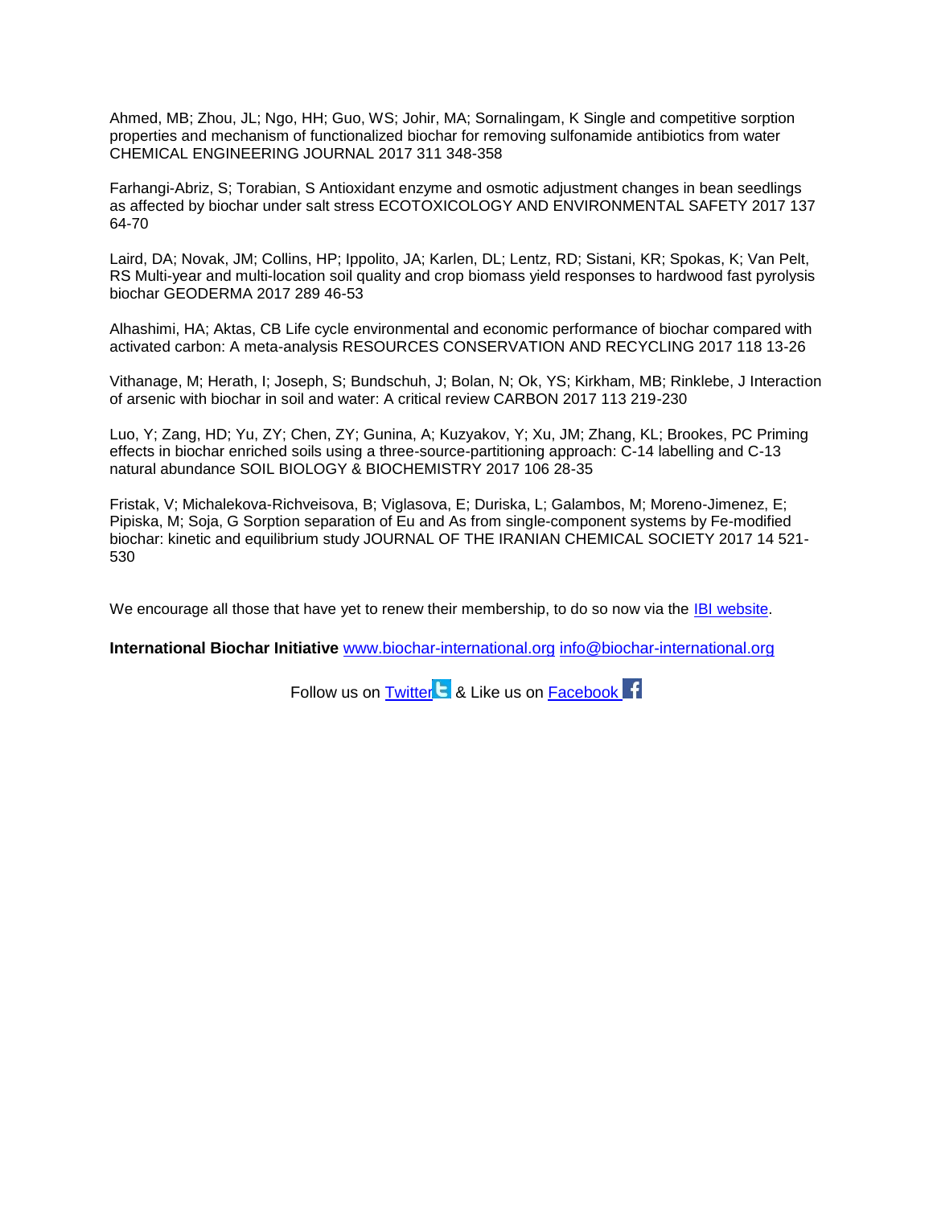Ahmed, MB; Zhou, JL; Ngo, HH; Guo, WS; Johir, MA; Sornalingam, K Single and competitive sorption properties and mechanism of functionalized biochar for removing sulfonamide antibiotics from water CHEMICAL ENGINEERING JOURNAL 2017 311 348-358

Farhangi-Abriz, S; Torabian, S Antioxidant enzyme and osmotic adjustment changes in bean seedlings as affected by biochar under salt stress ECOTOXICOLOGY AND ENVIRONMENTAL SAFETY 2017 137 64-70

Laird, DA; Novak, JM; Collins, HP; Ippolito, JA; Karlen, DL; Lentz, RD; Sistani, KR; Spokas, K; Van Pelt, RS Multi-year and multi-location soil quality and crop biomass yield responses to hardwood fast pyrolysis biochar GEODERMA 2017 289 46-53

Alhashimi, HA; Aktas, CB Life cycle environmental and economic performance of biochar compared with activated carbon: A meta-analysis RESOURCES CONSERVATION AND RECYCLING 2017 118 13-26

Vithanage, M; Herath, I; Joseph, S; Bundschuh, J; Bolan, N; Ok, YS; Kirkham, MB; Rinklebe, J Interaction of arsenic with biochar in soil and water: A critical review CARBON 2017 113 219-230

Luo, Y; Zang, HD; Yu, ZY; Chen, ZY; Gunina, A; Kuzyakov, Y; Xu, JM; Zhang, KL; Brookes, PC Priming effects in biochar enriched soils using a three-source-partitioning approach: C-14 labelling and C-13 natural abundance SOIL BIOLOGY & BIOCHEMISTRY 2017 106 28-35

Fristak, V; Michalekova-Richveisova, B; Viglasova, E; Duriska, L; Galambos, M; Moreno-Jimenez, E; Pipiska, M; Soja, G Sorption separation of Eu and As from single-component systems by Fe-modified biochar: kinetic and equilibrium study JOURNAL OF THE IRANIAN CHEMICAL SOCIETY 2017 14 521-530

We encourage all those that have yet to renew their membership, to do so now via the IBI website.

**International Biochar Initiative** www.biochar-international.org info@biochar-international.org

Follow us on Twitter & Like us on Facebook